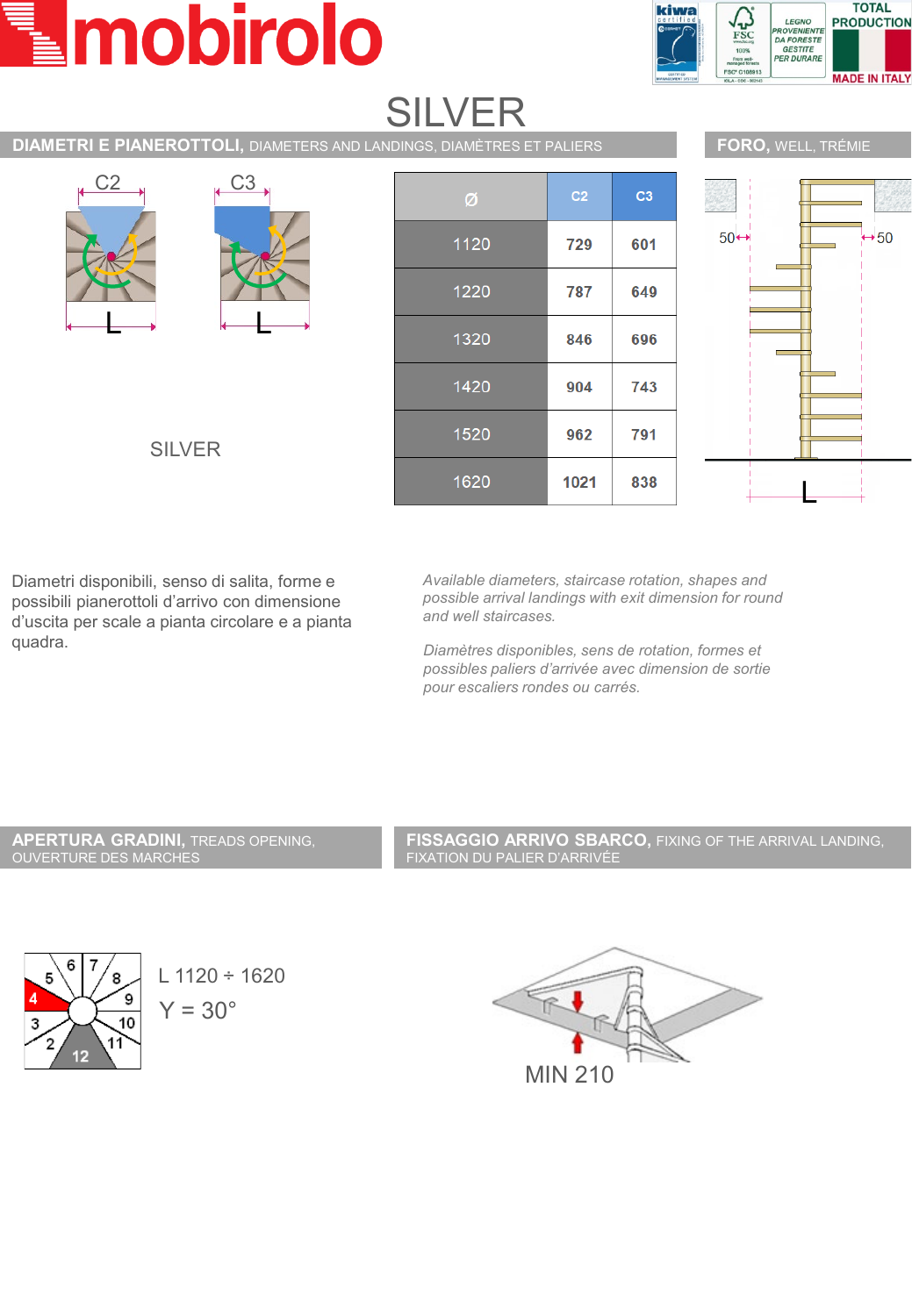# SILVER

## DIAMETRI E PIANEROTTOLI, DIAMETERS AND LANDINGS, DIAMÈTRES ET PALIERS

C2 C3

L L

SILVER

| Ø | C2 | C3 |
|---|---|---|
| 1120 | 729 | 601 |
| 1220 | 787 | 649 |
| 1320 | 846 | 696 |
| 1420 | 904 | 743 |
| 1520 | 962 | 791 |
| 1620 | 1021 | 838 |

## FORO, WELL, TRÉMIE

50 50

L

Diametri disponibili, senso di salita, forme e possibili pianerottoli d'arrivo con dimensione d'uscita per scale a pianta circolare e a pianta quadra.

*Available diameters, staircase rotation, shapes and possible arrival landings with exit dimension for round and well staircases.*

*Diamètres disponibles, sens de rotation, formes et possibles paliers d'arrivée avec dimension de sortie pour escaliers rondes ou carrés.*

## APERTURA GRADINI, TREADS OPENING, OUVERTURE DES MARCHES

L 1120 ÷ 1620

Y = 30°

## FISSAGGIO ARRIVO SBARCO, FIXING OF THE ARRIVAL LANDING, FIXATION DU PALIER D'ARRIVÉE

MIN 210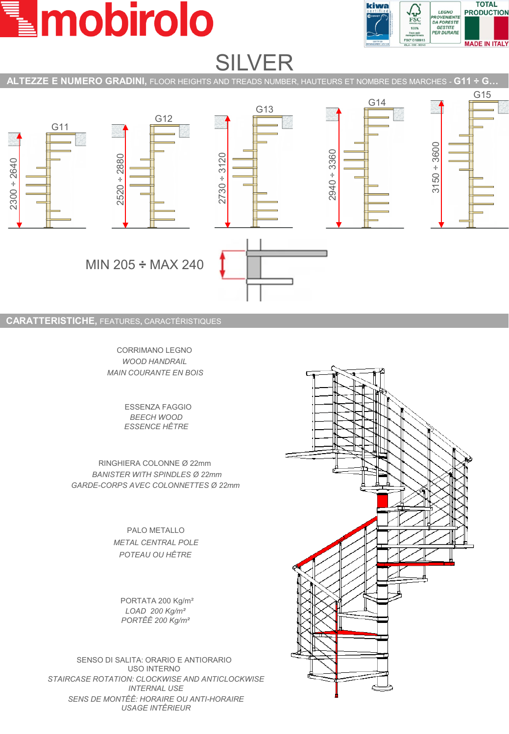# SILVER

## ALTEZZE E NUMERO GRADINI, FLOOR HEIGHTS AND TREADS NUMBER, HAUTEURS ET NOMBRE DES MARCHES - G11 ÷ G...

| G11 | G12 | G13 | G14 | G15 |
|---|---|---|---|---|
| 2300 ÷ 2640 | 2520 ÷ 2880 | 2730 ÷ 3120 | 2940 ÷ 3360 | 3150 ÷ 3600 |

MIN 205 ÷ MAX 240

## CARATTERISTICHE, FEATURES, CARACTÉRISTIQUES

CORRIMANO LEGNO
*WOOD HANDRAIL*
*MAIN COURANTE EN BOIS*

ESSENZA FAGGIO
*BEECH WOOD*
*ESSENCE HÊTRE*

RINGHIERA COLONNE Ø 22mm
*BANISTER WITH SPINDLES Ø 22mm*
*GARDE-CORPS AVEC COLONNETTES Ø 22mm*

PALO METALLO
*METAL CENTRAL POLE*
*POTEAU OU HÊTRE*

PORTATA 200 Kg/m²
*LOAD 200 Kg/m²*
*PORTÊÊ 200 Kg/m²*

SENSO DI SALITA: ORARIO E ANTIORARIO
USO INTERNO
*STAIRCASE ROTATION: CLOCKWISE AND ANTICLOCKWISE*
*INTERNAL USE*
*SENS DE MONTÊÊ: HORAIRE OU ANTI-HORAIRE*
*USAGE INTÊRIEUR*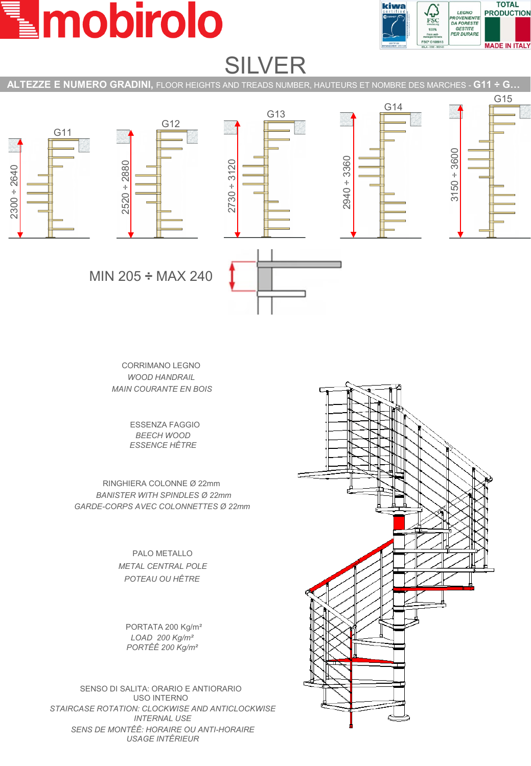# SILVER

## ALTEZZE E NUMERO GRADINI, FLOOR HEIGHTS AND TREADS NUMBER, HAUTEURS ET NOMBRE DES MARCHES - G11 ÷ G…

| G11 | G12 | G13 | G14 | G15 |
|---|---|---|---|---|
| 2300 ÷ 2640 | 2520 ÷ 2880 | 2730 ÷ 3120 | 2940 ÷ 3360 | 3150 ÷ 3600 |

MIN 205 ÷ MAX 240

CORRIMANO LEGNO
*WOOD HANDRAIL*
*MAIN COURANTE EN BOIS*

ESSENZA FAGGIO
*BEECH WOOD*
*ESSENCE HÊTRE*

RINGHIERA COLONNE Ø 22mm
*BANISTER WITH SPINDLES Ø 22mm*
*GARDE-CORPS AVEC COLONNETTES Ø 22mm*

PALO METALLO
*METAL CENTRAL POLE*
*POTEAU OU HÊTRE*

PORTATA 200 Kg/m²
*LOAD 200 Kg/m²*
*PORTÉÊ 200 Kg/m²*

SENSO DI SALITA: ORARIO E ANTIORARIO
USO INTERNO
*STAIRCASE ROTATION: CLOCKWISE AND ANTICLOCKWISE*
*INTERNAL USE*
*SENS DE MONTÊÊ: HORAIRE OU ANTI-HORAIRE*
*USAGE INTÊRIEUR*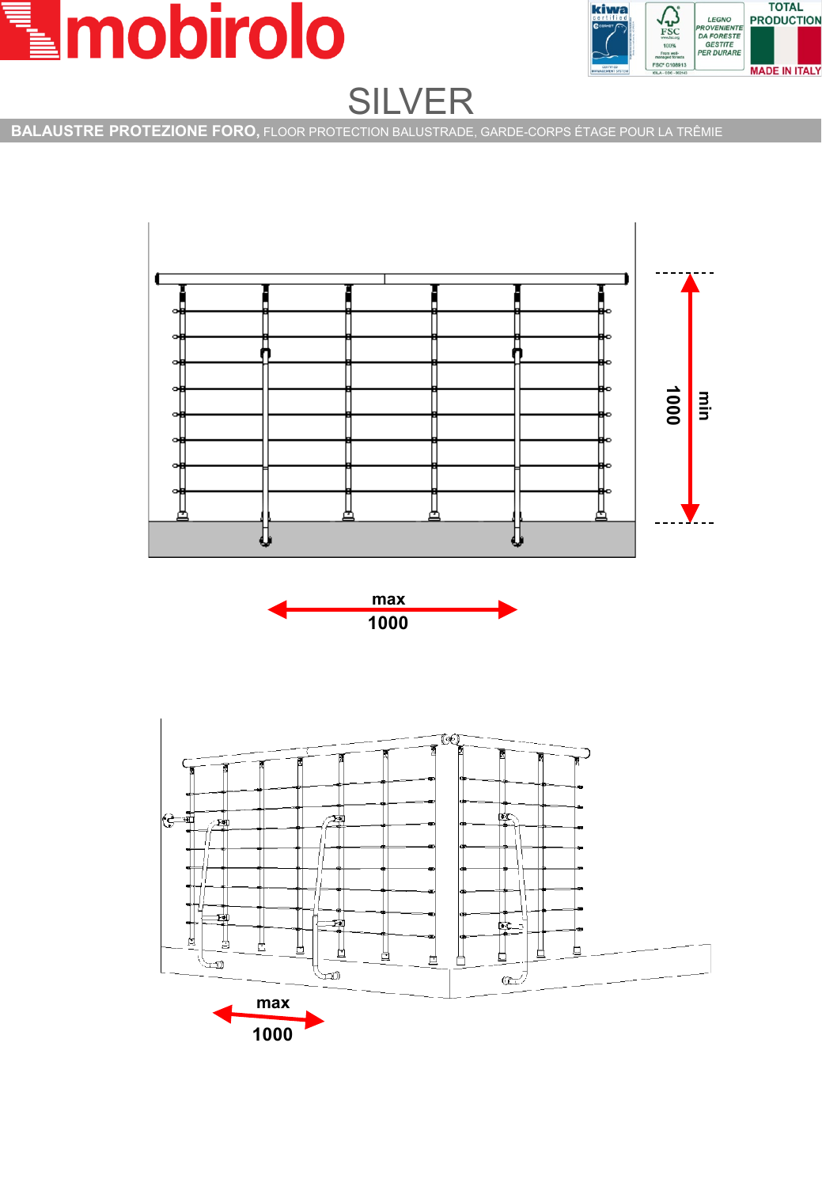mobirolo

kiwa certified

FSC 100% FSC C108913

LEGNO PROVENIENTE DA FORESTE GESTITE PER DURARE

TOTAL PRODUCTION MADE IN ITALY

# SILVER

**BALAUSTRE PROTEZIONE FORO,** FLOOR PROTECTION BALUSTRADE, GARDE-CORPS ÉTAGE POUR LA TRÊMIE

min
1000

max
1000

max
1000